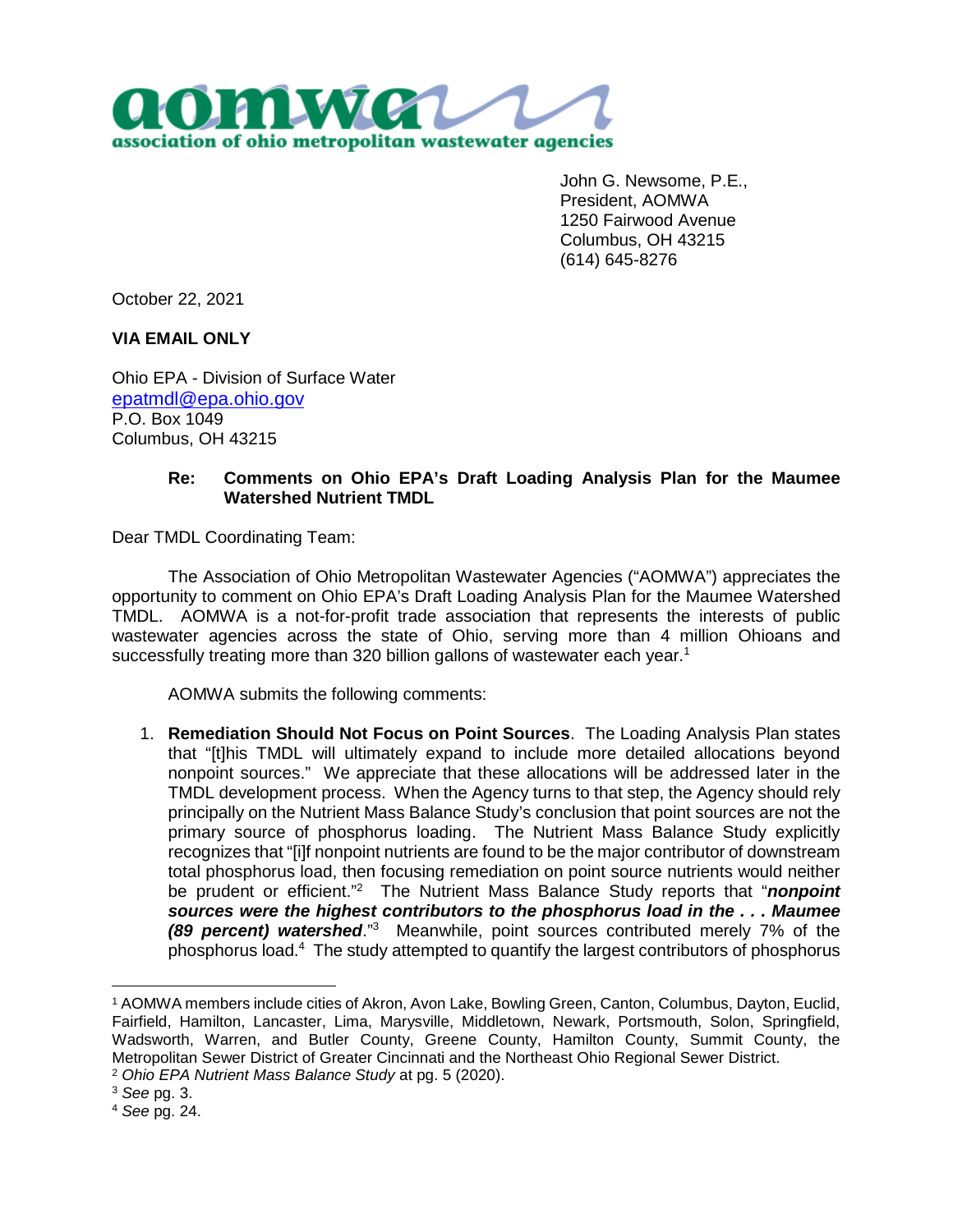**aomwa**
**association of ohio metropolitan wastewater agencies**

John G. Newsome, P.E.,
President, AOMWA
1250 Fairwood Avenue
Columbus, OH 43215
(614) 645-8276

October 22, 2021

**VIA EMAIL ONLY**

Ohio EPA - Division of Surface Water
epatmdl@epa.ohio.gov
P.O. Box 1049
Columbus, OH 43215

**Re: Comments on Ohio EPA's Draft Loading Analysis Plan for the Maumee Watershed Nutrient TMDL**

Dear TMDL Coordinating Team:

The Association of Ohio Metropolitan Wastewater Agencies ("AOMWA") appreciates the opportunity to comment on Ohio EPA's Draft Loading Analysis Plan for the Maumee Watershed TMDL. AOMWA is a not-for-profit trade association that represents the interests of public wastewater agencies across the state of Ohio, serving more than 4 million Ohioans and successfully treating more than 320 billion gallons of wastewater each year.[1]

AOMWA submits the following comments:

1. **Remediation Should Not Focus on Point Sources**. The Loading Analysis Plan states that "[t]his TMDL will ultimately expand to include more detailed allocations beyond nonpoint sources." We appreciate that these allocations will be addressed later in the TMDL development process. When the Agency turns to that step, the Agency should rely principally on the Nutrient Mass Balance Study's conclusion that point sources are not the primary source of phosphorus loading. The Nutrient Mass Balance Study explicitly recognizes that "[i]f nonpoint nutrients are found to be the major contributor of downstream total phosphorus load, then focusing remediation on point source nutrients would neither be prudent or efficient."[2] The Nutrient Mass Balance Study reports that "***nonpoint sources were the highest contributors to the phosphorus load in the . . . Maumee (89 percent) watershed***."[3] Meanwhile, point sources contributed merely 7% of the phosphorus load.[4] The study attempted to quantify the largest contributors of phosphorus

---

[1] AOMWA members include cities of Akron, Avon Lake, Bowling Green, Canton, Columbus, Dayton, Euclid, Fairfield, Hamilton, Lancaster, Lima, Marysville, Middletown, Newark, Portsmouth, Solon, Springfield, Wadsworth, Warren, and Butler County, Greene County, Hamilton County, Summit County, the Metropolitan Sewer District of Greater Cincinnati and the Northeast Ohio Regional Sewer District.

[2] *Ohio EPA Nutrient Mass Balance Study* at pg. 5 (2020).

[3] *See* pg. 3.

[4] *See* pg. 24.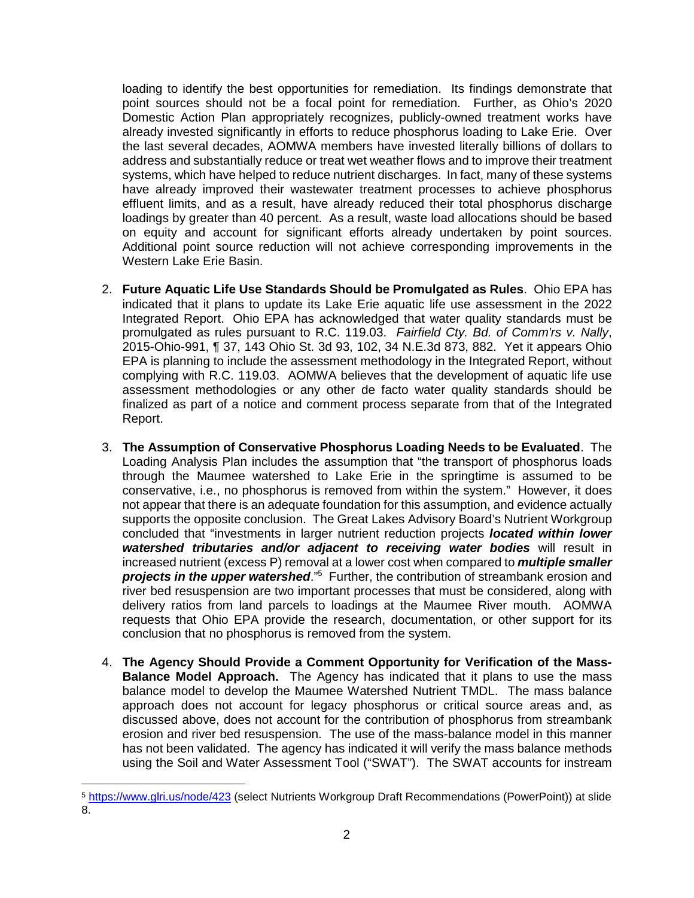loading to identify the best opportunities for remediation. Its findings demonstrate that point sources should not be a focal point for remediation. Further, as Ohio's 2020 Domestic Action Plan appropriately recognizes, publicly-owned treatment works have already invested significantly in efforts to reduce phosphorus loading to Lake Erie. Over the last several decades, AOMWA members have invested literally billions of dollars to address and substantially reduce or treat wet weather flows and to improve their treatment systems, which have helped to reduce nutrient discharges. In fact, many of these systems have already improved their wastewater treatment processes to achieve phosphorus effluent limits, and as a result, have already reduced their total phosphorus discharge loadings by greater than 40 percent. As a result, waste load allocations should be based on equity and account for significant efforts already undertaken by point sources. Additional point source reduction will not achieve corresponding improvements in the Western Lake Erie Basin.

2. **Future Aquatic Life Use Standards Should be Promulgated as Rules**. Ohio EPA has indicated that it plans to update its Lake Erie aquatic life use assessment in the 2022 Integrated Report. Ohio EPA has acknowledged that water quality standards must be promulgated as rules pursuant to R.C. 119.03. *Fairfield Cty. Bd. of Comm'rs v. Nally*, 2015-Ohio-991, ¶ 37, 143 Ohio St. 3d 93, 102, 34 N.E.3d 873, 882. Yet it appears Ohio EPA is planning to include the assessment methodology in the Integrated Report, without complying with R.C. 119.03. AOMWA believes that the development of aquatic life use assessment methodologies or any other de facto water quality standards should be finalized as part of a notice and comment process separate from that of the Integrated Report.

3. **The Assumption of Conservative Phosphorus Loading Needs to be Evaluated**. The Loading Analysis Plan includes the assumption that "the transport of phosphorus loads through the Maumee watershed to Lake Erie in the springtime is assumed to be conservative, i.e., no phosphorus is removed from within the system." However, it does not appear that there is an adequate foundation for this assumption, and evidence actually supports the opposite conclusion. The Great Lakes Advisory Board's Nutrient Workgroup concluded that "investments in larger nutrient reduction projects ***located within lower watershed tributaries and/or adjacent to receiving water bodies*** will result in increased nutrient (excess P) removal at a lower cost when compared to ***multiple smaller projects in the upper watershed***."[5] Further, the contribution of streambank erosion and river bed resuspension are two important processes that must be considered, along with delivery ratios from land parcels to loadings at the Maumee River mouth. AOMWA requests that Ohio EPA provide the research, documentation, or other support for its conclusion that no phosphorus is removed from the system.

4. **The Agency Should Provide a Comment Opportunity for Verification of the Mass-Balance Model Approach.** The Agency has indicated that it plans to use the mass balance model to develop the Maumee Watershed Nutrient TMDL. The mass balance approach does not account for legacy phosphorus or critical source areas and, as discussed above, does not account for the contribution of phosphorus from streambank erosion and river bed resuspension. The use of the mass-balance model in this manner has not been validated. The agency has indicated it will verify the mass balance methods using the Soil and Water Assessment Tool ("SWAT"). The SWAT accounts for instream

---

[5] https://www.glri.us/node/423 (select Nutrients Workgroup Draft Recommendations (PowerPoint)) at slide 8.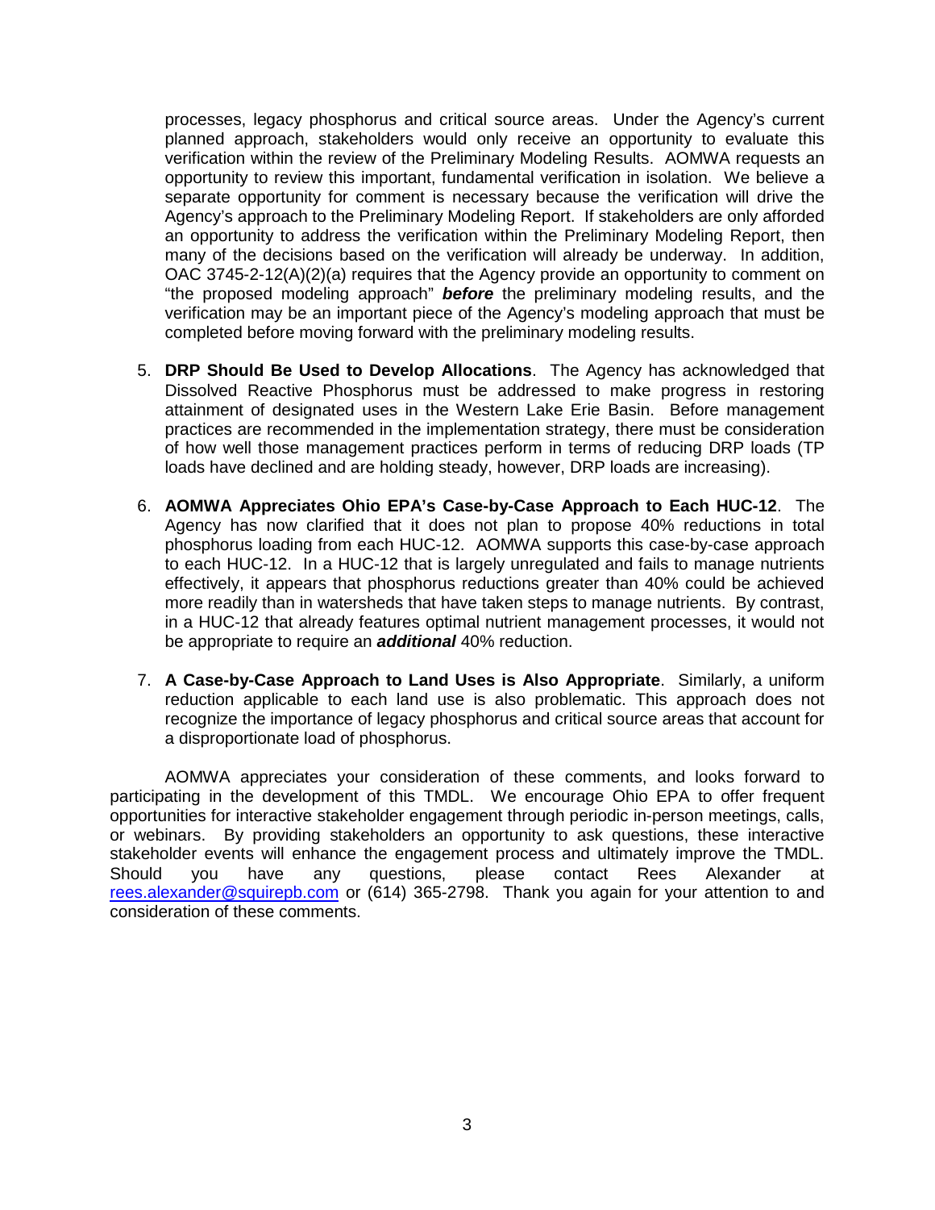processes, legacy phosphorus and critical source areas. Under the Agency's current planned approach, stakeholders would only receive an opportunity to evaluate this verification within the review of the Preliminary Modeling Results. AOMWA requests an opportunity to review this important, fundamental verification in isolation. We believe a separate opportunity for comment is necessary because the verification will drive the Agency's approach to the Preliminary Modeling Report. If stakeholders are only afforded an opportunity to address the verification within the Preliminary Modeling Report, then many of the decisions based on the verification will already be underway. In addition, OAC 3745-2-12(A)(2)(a) requires that the Agency provide an opportunity to comment on "the proposed modeling approach" ***before*** the preliminary modeling results, and the verification may be an important piece of the Agency's modeling approach that must be completed before moving forward with the preliminary modeling results.

5. **DRP Should Be Used to Develop Allocations**. The Agency has acknowledged that Dissolved Reactive Phosphorus must be addressed to make progress in restoring attainment of designated uses in the Western Lake Erie Basin. Before management practices are recommended in the implementation strategy, there must be consideration of how well those management practices perform in terms of reducing DRP loads (TP loads have declined and are holding steady, however, DRP loads are increasing).

6. **AOMWA Appreciates Ohio EPA's Case-by-Case Approach to Each HUC-12**. The Agency has now clarified that it does not plan to propose 40% reductions in total phosphorus loading from each HUC-12. AOMWA supports this case-by-case approach to each HUC-12. In a HUC-12 that is largely unregulated and fails to manage nutrients effectively, it appears that phosphorus reductions greater than 40% could be achieved more readily than in watersheds that have taken steps to manage nutrients. By contrast, in a HUC-12 that already features optimal nutrient management processes, it would not be appropriate to require an ***additional*** 40% reduction.

7. **A Case-by-Case Approach to Land Uses is Also Appropriate**. Similarly, a uniform reduction applicable to each land use is also problematic. This approach does not recognize the importance of legacy phosphorus and critical source areas that account for a disproportionate load of phosphorus.

AOMWA appreciates your consideration of these comments, and looks forward to participating in the development of this TMDL. We encourage Ohio EPA to offer frequent opportunities for interactive stakeholder engagement through periodic in-person meetings, calls, or webinars. By providing stakeholders an opportunity to ask questions, these interactive stakeholder events will enhance the engagement process and ultimately improve the TMDL. Should you have any questions, please contact Rees Alexander at rees.alexander@squirepb.com or (614) 365-2798. Thank you again for your attention to and consideration of these comments.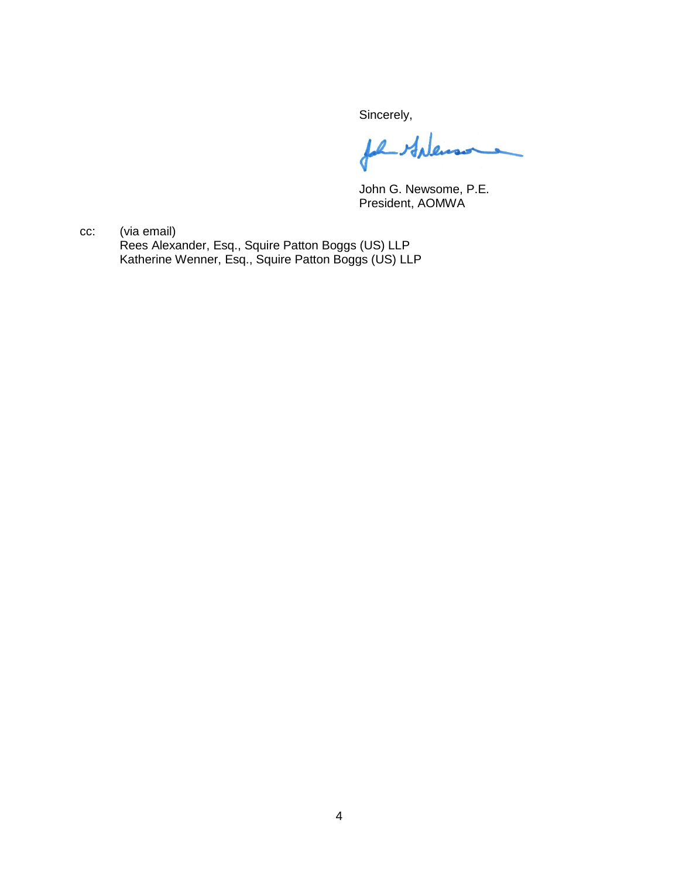Sincerely,

John G. Newsome, P.E.
President, AOMWA

cc: (via email)
Rees Alexander, Esq., Squire Patton Boggs (US) LLP
Katherine Wenner, Esq., Squire Patton Boggs (US) LLP